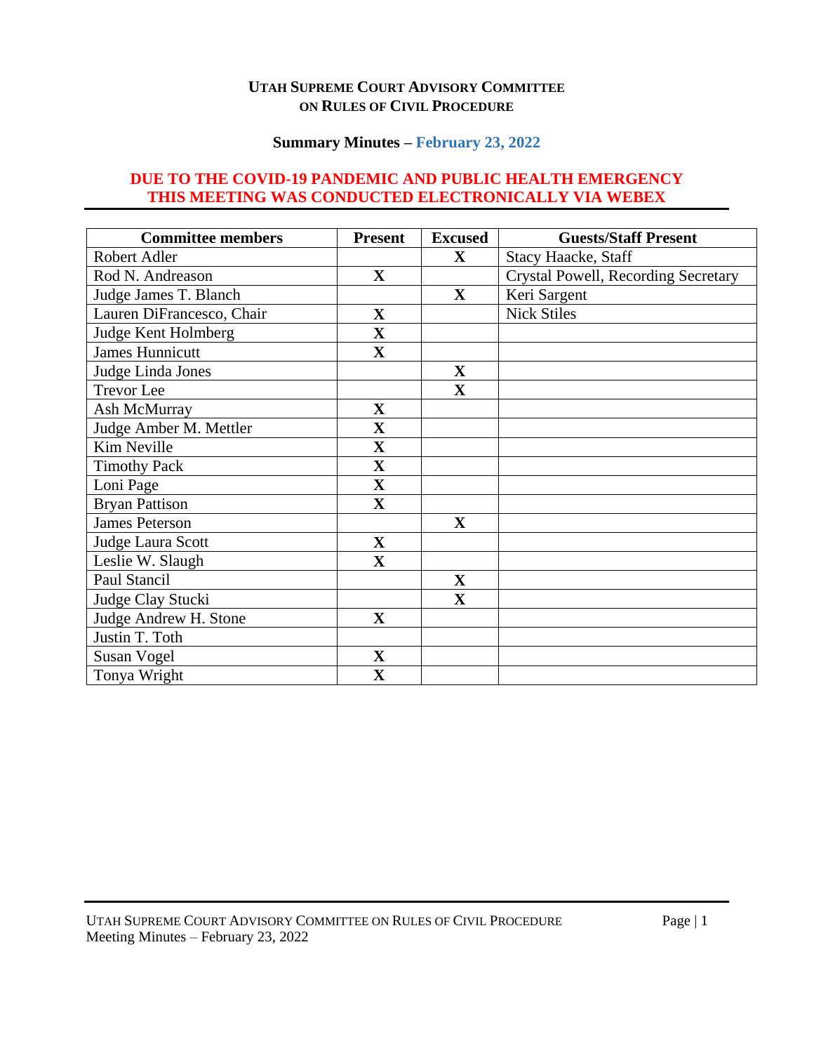# UTAH SUPREME COURT ADVISORY COMMITTEE ON RULES OF CIVIL PROCEDURE

## Summary Minutes – February 23, 2022

**DUE TO THE COVID-19 PANDEMIC AND PUBLIC HEALTH EMERGENCY THIS MEETING WAS CONDUCTED ELECTRONICALLY VIA WEBEX**

| Committee members | Present | Excused | Guests/Staff Present |
|---|---|---|---|
| Robert Adler | | X | Stacy Haacke, Staff |
| Rod N. Andreason | X | | Crystal Powell, Recording Secretary |
| Judge James T. Blanch | | X | Keri Sargent |
| Lauren DiFrancesco, Chair | X | | Nick Stiles |
| Judge Kent Holmberg | X | | |
| James Hunnicutt | X | | |
| Judge Linda Jones | | X | |
| Trevor Lee | | X | |
| Ash McMurray | X | | |
| Judge Amber M. Mettler | X | | |
| Kim Neville | X | | |
| Timothy Pack | X | | |
| Loni Page | X | | |
| Bryan Pattison | X | | |
| James Peterson | | X | |
| Judge Laura Scott | X | | |
| Leslie W. Slaugh | X | | |
| Paul Stancil | | X | |
| Judge Clay Stucki | | X | |
| Judge Andrew H. Stone | X | | |
| Justin T. Toth | | | |
| Susan Vogel | X | | |
| Tonya Wright | X | | |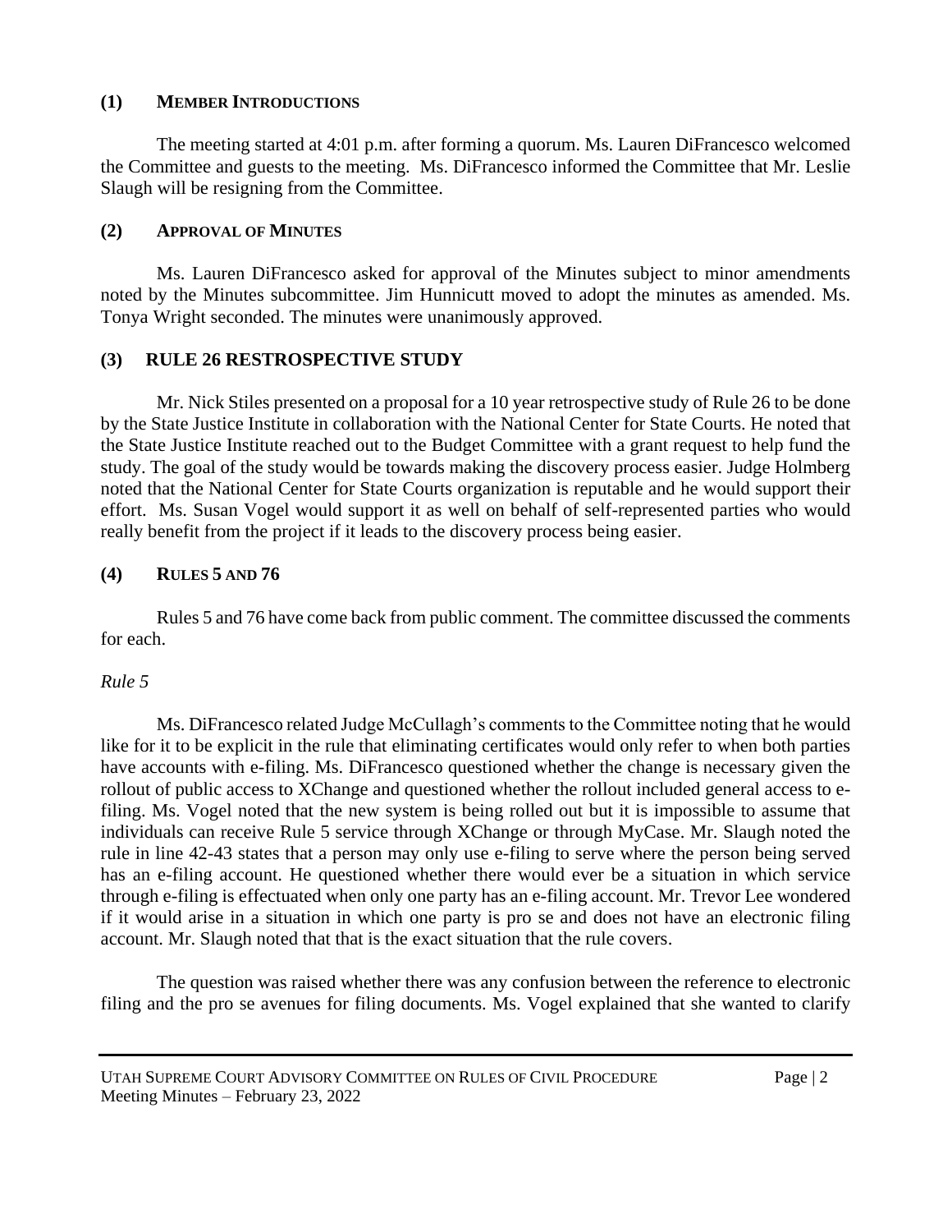## (1) MEMBER INTRODUCTIONS

The meeting started at 4:01 p.m. after forming a quorum. Ms. Lauren DiFrancesco welcomed the Committee and guests to the meeting. Ms. DiFrancesco informed the Committee that Mr. Leslie Slaugh will be resigning from the Committee.

## (2) APPROVAL OF MINUTES

Ms. Lauren DiFrancesco asked for approval of the Minutes subject to minor amendments noted by the Minutes subcommittee. Jim Hunnicutt moved to adopt the minutes as amended. Ms. Tonya Wright seconded. The minutes were unanimously approved.

## (3) RULE 26 RESTROSPECTIVE STUDY

Mr. Nick Stiles presented on a proposal for a 10 year retrospective study of Rule 26 to be done by the State Justice Institute in collaboration with the National Center for State Courts. He noted that the State Justice Institute reached out to the Budget Committee with a grant request to help fund the study. The goal of the study would be towards making the discovery process easier. Judge Holmberg noted that the National Center for State Courts organization is reputable and he would support their effort. Ms. Susan Vogel would support it as well on behalf of self-represented parties who would really benefit from the project if it leads to the discovery process being easier.

## (4) RULES 5 AND 76

Rules 5 and 76 have come back from public comment. The committee discussed the comments for each.

*Rule 5*

Ms. DiFrancesco related Judge McCullagh's comments to the Committee noting that he would like for it to be explicit in the rule that eliminating certificates would only refer to when both parties have accounts with e-filing. Ms. DiFrancesco questioned whether the change is necessary given the rollout of public access to XChange and questioned whether the rollout included general access to e-filing. Ms. Vogel noted that the new system is being rolled out but it is impossible to assume that individuals can receive Rule 5 service through XChange or through MyCase. Mr. Slaugh noted the rule in line 42-43 states that a person may only use e-filing to serve where the person being served has an e-filing account. He questioned whether there would ever be a situation in which service through e-filing is effectuated when only one party has an e-filing account. Mr. Trevor Lee wondered if it would arise in a situation in which one party is pro se and does not have an electronic filing account. Mr. Slaugh noted that that is the exact situation that the rule covers.

The question was raised whether there was any confusion between the reference to electronic filing and the pro se avenues for filing documents. Ms. Vogel explained that she wanted to clarify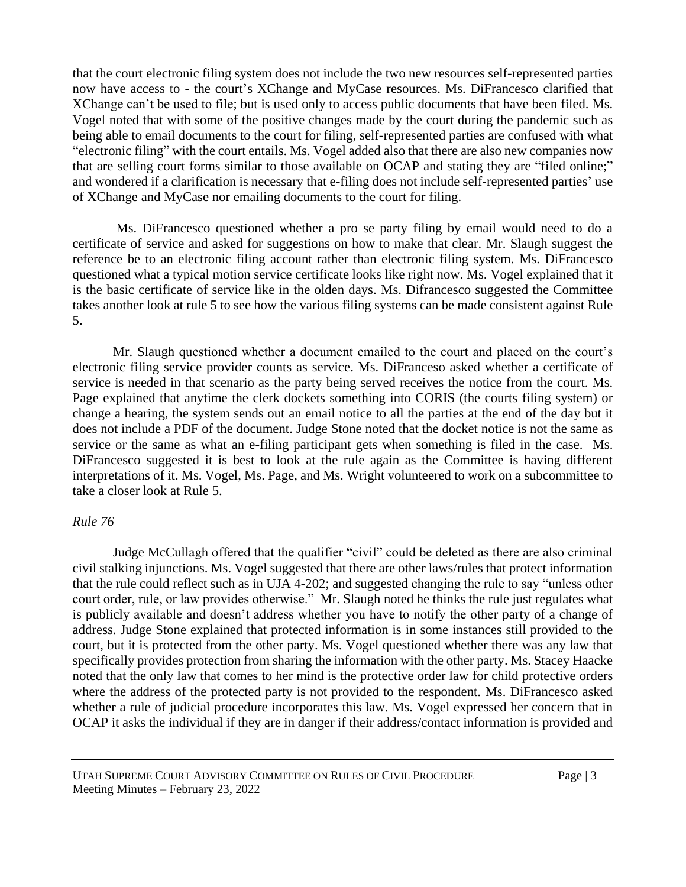that the court electronic filing system does not include the two new resources self-represented parties now have access to - the court's XChange and MyCase resources. Ms. DiFrancesco clarified that XChange can't be used to file; but is used only to access public documents that have been filed. Ms. Vogel noted that with some of the positive changes made by the court during the pandemic such as being able to email documents to the court for filing, self-represented parties are confused with what "electronic filing" with the court entails. Ms. Vogel added also that there are also new companies now that are selling court forms similar to those available on OCAP and stating they are "filed online;" and wondered if a clarification is necessary that e-filing does not include self-represented parties' use of XChange and MyCase nor emailing documents to the court for filing.

Ms. DiFrancesco questioned whether a pro se party filing by email would need to do a certificate of service and asked for suggestions on how to make that clear. Mr. Slaugh suggest the reference be to an electronic filing account rather than electronic filing system. Ms. DiFrancesco questioned what a typical motion service certificate looks like right now. Ms. Vogel explained that it is the basic certificate of service like in the olden days. Ms. Difrancesco suggested the Committee takes another look at rule 5 to see how the various filing systems can be made consistent against Rule 5.

Mr. Slaugh questioned whether a document emailed to the court and placed on the court's electronic filing service provider counts as service. Ms. DiFranceso asked whether a certificate of service is needed in that scenario as the party being served receives the notice from the court. Ms. Page explained that anytime the clerk dockets something into CORIS (the courts filing system) or change a hearing, the system sends out an email notice to all the parties at the end of the day but it does not include a PDF of the document. Judge Stone noted that the docket notice is not the same as service or the same as what an e-filing participant gets when something is filed in the case. Ms. DiFrancesco suggested it is best to look at the rule again as the Committee is having different interpretations of it. Ms. Vogel, Ms. Page, and Ms. Wright volunteered to work on a subcommittee to take a closer look at Rule 5.

*Rule 76*

Judge McCullagh offered that the qualifier "civil" could be deleted as there are also criminal civil stalking injunctions. Ms. Vogel suggested that there are other laws/rules that protect information that the rule could reflect such as in UJA 4-202; and suggested changing the rule to say "unless other court order, rule, or law provides otherwise." Mr. Slaugh noted he thinks the rule just regulates what is publicly available and doesn't address whether you have to notify the other party of a change of address. Judge Stone explained that protected information is in some instances still provided to the court, but it is protected from the other party. Ms. Vogel questioned whether there was any law that specifically provides protection from sharing the information with the other party. Ms. Stacey Haacke noted that the only law that comes to her mind is the protective order law for child protective orders where the address of the protected party is not provided to the respondent. Ms. DiFrancesco asked whether a rule of judicial procedure incorporates this law. Ms. Vogel expressed her concern that in OCAP it asks the individual if they are in danger if their address/contact information is provided and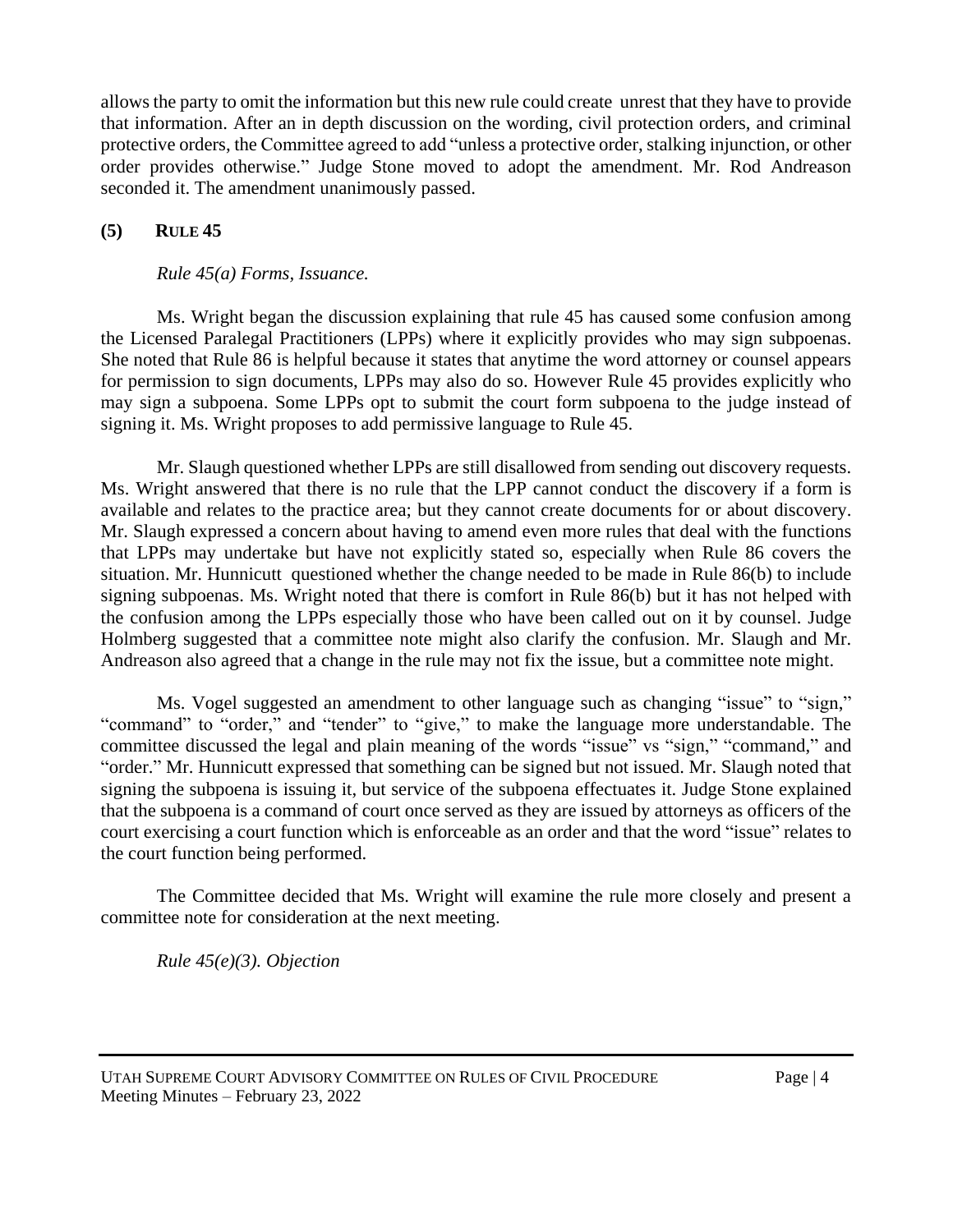allows the party to omit the information but this new rule could create unrest that they have to provide that information. After an in depth discussion on the wording, civil protection orders, and criminal protective orders, the Committee agreed to add "unless a protective order, stalking injunction, or other order provides otherwise." Judge Stone moved to adopt the amendment. Mr. Rod Andreason seconded it. The amendment unanimously passed.

## (5) RULE 45

*Rule 45(a) Forms, Issuance.*

Ms. Wright began the discussion explaining that rule 45 has caused some confusion among the Licensed Paralegal Practitioners (LPPs) where it explicitly provides who may sign subpoenas. She noted that Rule 86 is helpful because it states that anytime the word attorney or counsel appears for permission to sign documents, LPPs may also do so. However Rule 45 provides explicitly who may sign a subpoena. Some LPPs opt to submit the court form subpoena to the judge instead of signing it. Ms. Wright proposes to add permissive language to Rule 45.

Mr. Slaugh questioned whether LPPs are still disallowed from sending out discovery requests. Ms. Wright answered that there is no rule that the LPP cannot conduct the discovery if a form is available and relates to the practice area; but they cannot create documents for or about discovery. Mr. Slaugh expressed a concern about having to amend even more rules that deal with the functions that LPPs may undertake but have not explicitly stated so, especially when Rule 86 covers the situation. Mr. Hunnicutt questioned whether the change needed to be made in Rule 86(b) to include signing subpoenas. Ms. Wright noted that there is comfort in Rule 86(b) but it has not helped with the confusion among the LPPs especially those who have been called out on it by counsel. Judge Holmberg suggested that a committee note might also clarify the confusion. Mr. Slaugh and Mr. Andreason also agreed that a change in the rule may not fix the issue, but a committee note might.

Ms. Vogel suggested an amendment to other language such as changing "issue" to "sign," "command" to "order," and "tender" to "give," to make the language more understandable. The committee discussed the legal and plain meaning of the words "issue" vs "sign," "command," and "order." Mr. Hunnicutt expressed that something can be signed but not issued. Mr. Slaugh noted that signing the subpoena is issuing it, but service of the subpoena effectuates it. Judge Stone explained that the subpoena is a command of court once served as they are issued by attorneys as officers of the court exercising a court function which is enforceable as an order and that the word "issue" relates to the court function being performed.

The Committee decided that Ms. Wright will examine the rule more closely and present a committee note for consideration at the next meeting.

*Rule 45(e)(3). Objection*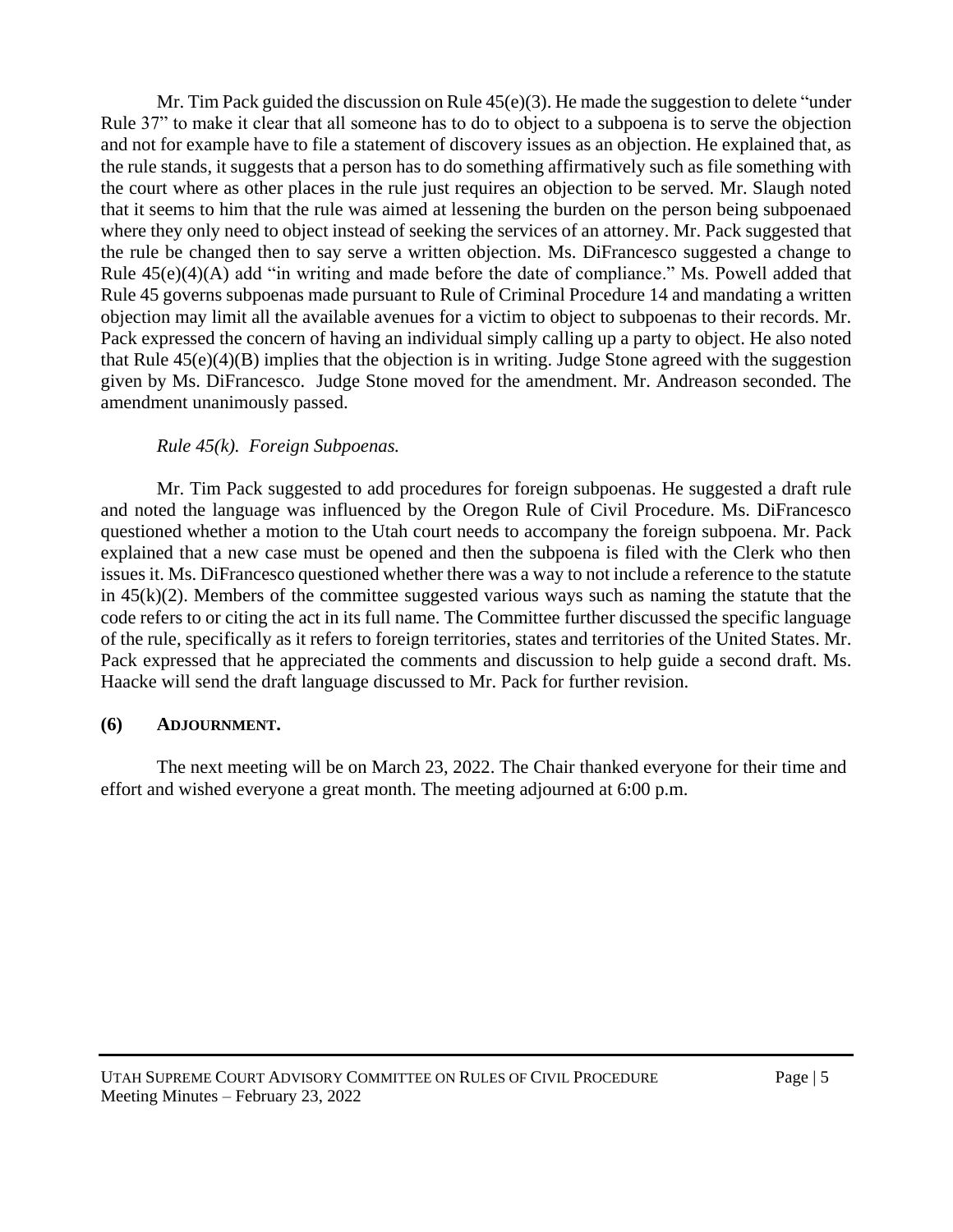Mr. Tim Pack guided the discussion on Rule 45(e)(3). He made the suggestion to delete "under Rule 37" to make it clear that all someone has to do to object to a subpoena is to serve the objection and not for example have to file a statement of discovery issues as an objection. He explained that, as the rule stands, it suggests that a person has to do something affirmatively such as file something with the court where as other places in the rule just requires an objection to be served. Mr. Slaugh noted that it seems to him that the rule was aimed at lessening the burden on the person being subpoenaed where they only need to object instead of seeking the services of an attorney. Mr. Pack suggested that the rule be changed then to say serve a written objection. Ms. DiFrancesco suggested a change to Rule 45(e)(4)(A) add "in writing and made before the date of compliance." Ms. Powell added that Rule 45 governs subpoenas made pursuant to Rule of Criminal Procedure 14 and mandating a written objection may limit all the available avenues for a victim to object to subpoenas to their records. Mr. Pack expressed the concern of having an individual simply calling up a party to object. He also noted that Rule 45(e)(4)(B) implies that the objection is in writing. Judge Stone agreed with the suggestion given by Ms. DiFrancesco. Judge Stone moved for the amendment. Mr. Andreason seconded. The amendment unanimously passed.

*Rule 45(k). Foreign Subpoenas.*

Mr. Tim Pack suggested to add procedures for foreign subpoenas. He suggested a draft rule and noted the language was influenced by the Oregon Rule of Civil Procedure. Ms. DiFrancesco questioned whether a motion to the Utah court needs to accompany the foreign subpoena. Mr. Pack explained that a new case must be opened and then the subpoena is filed with the Clerk who then issues it. Ms. DiFrancesco questioned whether there was a way to not include a reference to the statute in 45(k)(2). Members of the committee suggested various ways such as naming the statute that the code refers to or citing the act in its full name. The Committee further discussed the specific language of the rule, specifically as it refers to foreign territories, states and territories of the United States. Mr. Pack expressed that he appreciated the comments and discussion to help guide a second draft. Ms. Haacke will send the draft language discussed to Mr. Pack for further revision.

## (6) ADJOURNMENT.

The next meeting will be on March 23, 2022. The Chair thanked everyone for their time and effort and wished everyone a great month. The meeting adjourned at 6:00 p.m.